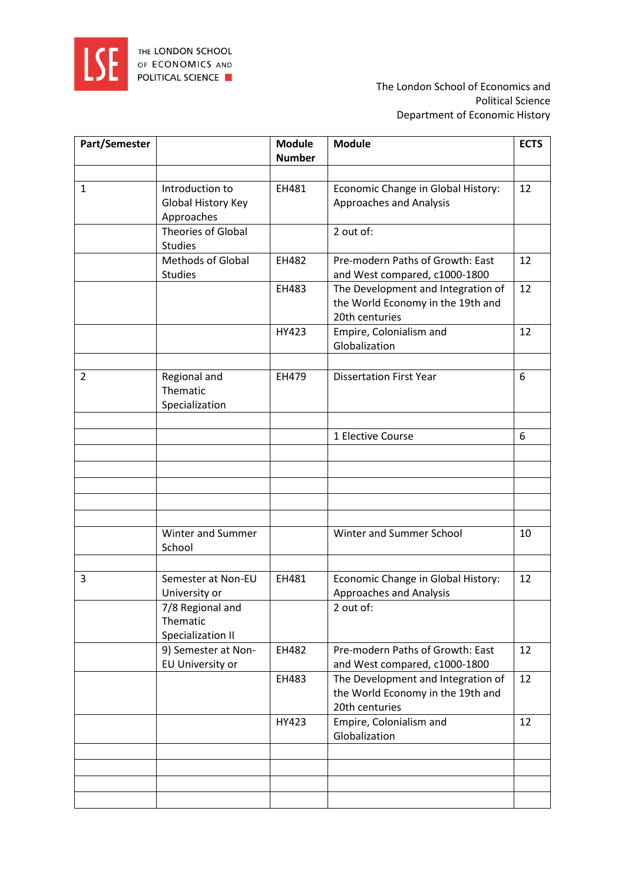THE LONDON SCHOOL OF ECONOMICS AND POLITICAL SCIENCE

The London School of Economics and Political Science
Department of Economic History

| Part/Semester | | Module Number | Module | ECTS |
|---|---|---|---|---|
| | | | | |
| 1 | Introduction to Global History Key Approaches | EH481 | Economic Change in Global History: Approaches and Analysis | 12 |
| | Theories of Global Studies | | 2 out of: | |
| | Methods of Global Studies | EH482 | Pre-modern Paths of Growth: East and West compared, c1000-1800 | 12 |
| | | EH483 | The Development and Integration of the World Economy in the 19th and 20th centuries | 12 |
| | | HY423 | Empire, Colonialism and Globalization | 12 |
| | | | | |
| 2 | Regional and Thematic Specialization | EH479 | Dissertation First Year | 6 |
| | | | | |
| | | | 1 Elective Course | 6 |
| | | | | |
| | | | | |
| | | | | |
| | | | | |
| | | | | |
| | Winter and Summer School | | Winter and Summer School | 10 |
| | | | | |
| 3 | Semester at Non-EU University or | EH481 | Economic Change in Global History: Approaches and Analysis | 12 |
| | 7/8 Regional and Thematic Specialization II | | 2 out of: | |
| | 9) Semester at Non-EU University or | EH482 | Pre-modern Paths of Growth: East and West compared, c1000-1800 | 12 |
| | | EH483 | The Development and Integration of the World Economy in the 19th and 20th centuries | 12 |
| | | HY423 | Empire, Colonialism and Globalization | 12 |
| | | | | |
| | | | | |
| | | | | |
| | | | | |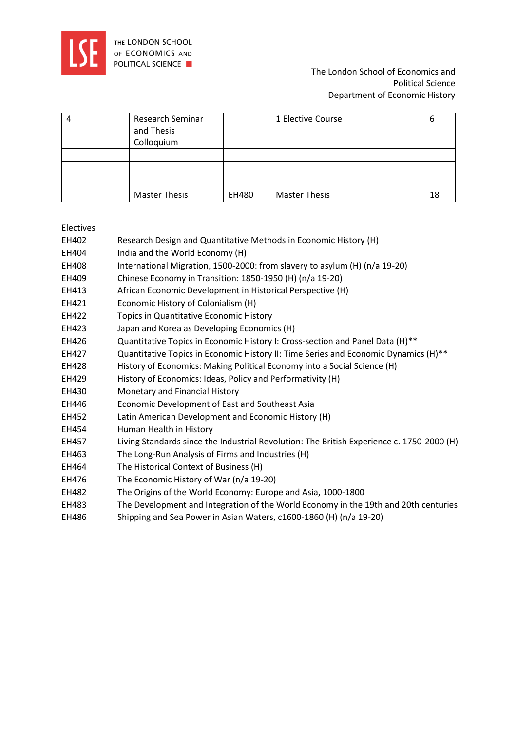The London School of Economics and Political Science
Department of Economic History

| | | | | |
|---|---|---|---|---|
| 4 | Research Seminar and Thesis Colloquium | | 1 Elective Course | 6 |
| | | | | |
| | | | | |
| | | | | |
| | Master Thesis | EH480 | Master Thesis | 18 |

Electives

EH402 Research Design and Quantitative Methods in Economic History (H)
EH404 India and the World Economy (H)
EH408 International Migration, 1500-2000: from slavery to asylum (H) (n/a 19-20)
EH409 Chinese Economy in Transition: 1850-1950 (H) (n/a 19-20)
EH413 African Economic Development in Historical Perspective (H)
EH421 Economic History of Colonialism (H)
EH422 Topics in Quantitative Economic History
EH423 Japan and Korea as Developing Economics (H)
EH426 Quantitative Topics in Economic History I: Cross-section and Panel Data (H)**
EH427 Quantitative Topics in Economic History II: Time Series and Economic Dynamics (H)**
EH428 History of Economics: Making Political Economy into a Social Science (H)
EH429 History of Economics: Ideas, Policy and Performativity (H)
EH430 Monetary and Financial History
EH446 Economic Development of East and Southeast Asia
EH452 Latin American Development and Economic History (H)
EH454 Human Health in History
EH457 Living Standards since the Industrial Revolution: The British Experience c. 1750-2000 (H)
EH463 The Long-Run Analysis of Firms and Industries (H)
EH464 The Historical Context of Business (H)
EH476 The Economic History of War (n/a 19-20)
EH482 The Origins of the World Economy: Europe and Asia, 1000-1800
EH483 The Development and Integration of the World Economy in the 19th and 20th centuries
EH486 Shipping and Sea Power in Asian Waters, c1600-1860 (H) (n/a 19-20)